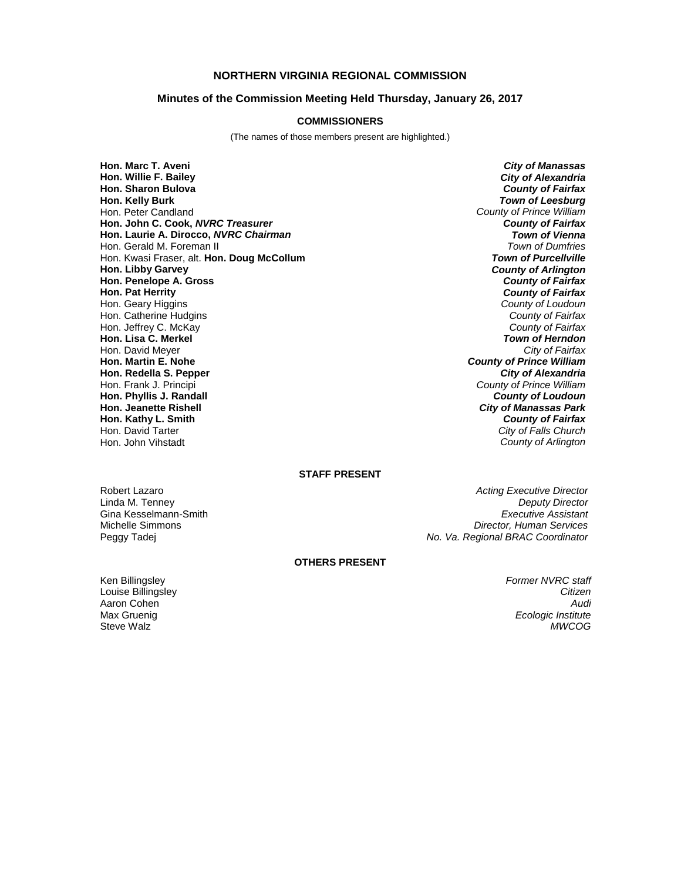# NORTHERN VIRGINIA REGIONAL COMMISSION

## Minutes of the Commission Meeting Held Thursday, January 26, 2017

### COMMISSIONERS

(The names of those members present are highlighted.)

| | |
|---|---|
| **Hon. Marc T. Aveni** | ***City of Manassas*** |
| **Hon. Willie F. Bailey** | ***City of Alexandria*** |
| **Hon. Sharon Bulova** | ***County of Fairfax*** |
| **Hon. Kelly Burk** | ***Town of Leesburg*** |
| Hon. Peter Candland | *County of Prince William* |
| **Hon. John C. Cook, *NVRC Treasurer*** | ***County of Fairfax*** |
| **Hon. Laurie A. Dirocco, *NVRC Chairman*** | ***Town of Vienna*** |
| Hon. Gerald M. Foreman II | *Town of Dumfries* |
| Hon. Kwasi Fraser, alt. **Hon. Doug McCollum** | ***Town of Purcellville*** |
| **Hon. Libby Garvey** | ***County of Arlington*** |
| **Hon. Penelope A. Gross** | ***County of Fairfax*** |
| **Hon. Pat Herrity** | ***County of Fairfax*** |
| Hon. Geary Higgins | *County of Loudoun* |
| Hon. Catherine Hudgins | *County of Fairfax* |
| Hon. Jeffrey C. McKay | *County of Fairfax* |
| **Hon. Lisa C. Merkel** | ***Town of Herndon*** |
| Hon. David Meyer | *City of Fairfax* |
| **Hon. Martin E. Nohe** | ***County of Prince William*** |
| **Hon. Redella S. Pepper** | ***City of Alexandria*** |
| Hon. Frank J. Principi | *County of Prince William* |
| **Hon. Phyllis J. Randall** | ***County of Loudoun*** |
| **Hon. Jeanette Rishell** | ***City of Manassas Park*** |
| **Hon. Kathy L. Smith** | ***County of Fairfax*** |
| Hon. David Tarter | *City of Falls Church* |
| Hon. John Vihstadt | *County of Arlington* |

### STAFF PRESENT

| | |
|---|---|
| Robert Lazaro | *Acting Executive Director* |
| Linda M. Tenney | *Deputy Director* |
| Gina Kesselmann-Smith | *Executive Assistant* |
| Michelle Simmons | *Director, Human Services* |
| Peggy Tadej | *No. Va. Regional BRAC Coordinator* |

### OTHERS PRESENT

| | |
|---|---|
| Ken Billingsley | *Former NVRC staff* |
| Louise Billingsley | *Citizen* |
| Aaron Cohen | *Audi* |
| Max Gruenig | *Ecologic Institute* |
| Steve Walz | *MWCOG* |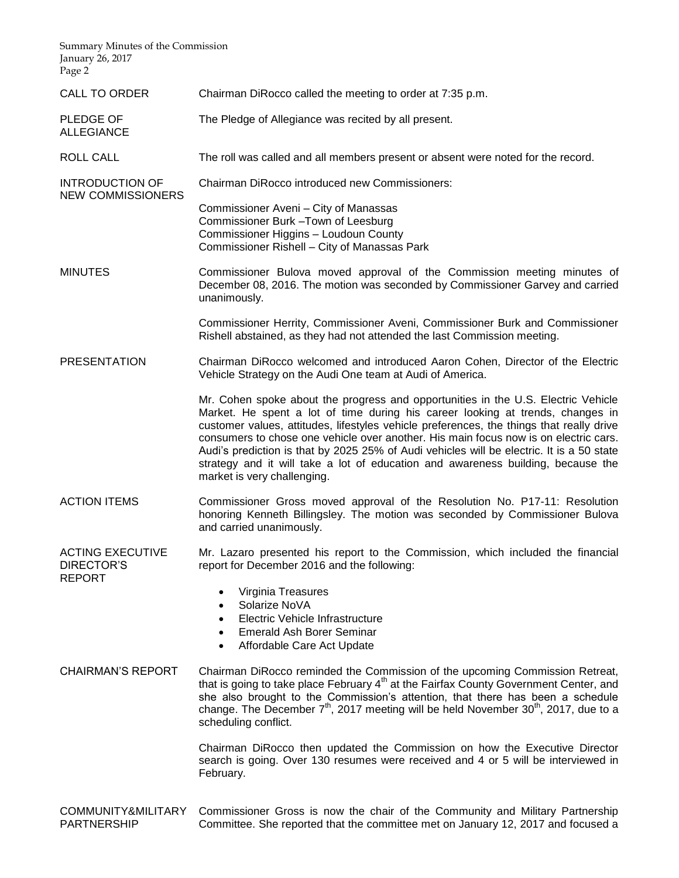**CALL TO ORDER**

Chairman DiRocco called the meeting to order at 7:35 p.m.

**PLEDGE OF ALLEGIANCE**

The Pledge of Allegiance was recited by all present.

**ROLL CALL**

The roll was called and all members present or absent were noted for the record.

**INTRODUCTION OF NEW COMMISSIONERS**

Chairman DiRocco introduced new Commissioners:

Commissioner Aveni – City of Manassas
Commissioner Burk –Town of Leesburg
Commissioner Higgins – Loudoun County
Commissioner Rishell – City of Manassas Park

**MINUTES**

Commissioner Bulova moved approval of the Commission meeting minutes of December 08, 2016. The motion was seconded by Commissioner Garvey and carried unanimously.

Commissioner Herrity, Commissioner Aveni, Commissioner Burk and Commissioner Rishell abstained, as they had not attended the last Commission meeting.

**PRESENTATION**

Chairman DiRocco welcomed and introduced Aaron Cohen, Director of the Electric Vehicle Strategy on the Audi One team at Audi of America.

Mr. Cohen spoke about the progress and opportunities in the U.S. Electric Vehicle Market. He spent a lot of time during his career looking at trends, changes in customer values, attitudes, lifestyles vehicle preferences, the things that really drive consumers to chose one vehicle over another. His main focus now is on electric cars. Audi's prediction is that by 2025 25% of Audi vehicles will be electric. It is a 50 state strategy and it will take a lot of education and awareness building, because the market is very challenging.

**ACTION ITEMS**

Commissioner Gross moved approval of the Resolution No. P17-11: Resolution honoring Kenneth Billingsley. The motion was seconded by Commissioner Bulova and carried unanimously.

**ACTING EXECUTIVE DIRECTOR'S REPORT**

Mr. Lazaro presented his report to the Commission, which included the financial report for December 2016 and the following:

- Virginia Treasures
- Solarize NoVA
- Electric Vehicle Infrastructure
- Emerald Ash Borer Seminar
- Affordable Care Act Update

**CHAIRMAN'S REPORT**

Chairman DiRocco reminded the Commission of the upcoming Commission Retreat, that is going to take place February 4th at the Fairfax County Government Center, and she also brought to the Commission's attention, that there has been a schedule change. The December 7th, 2017 meeting will be held November 30th, 2017, due to a scheduling conflict.

Chairman DiRocco then updated the Commission on how the Executive Director search is going. Over 130 resumes were received and 4 or 5 will be interviewed in February.

**COMMUNITY&MILITARY PARTNERSHIP**

Commissioner Gross is now the chair of the Community and Military Partnership Committee. She reported that the committee met on January 12, 2017 and focused a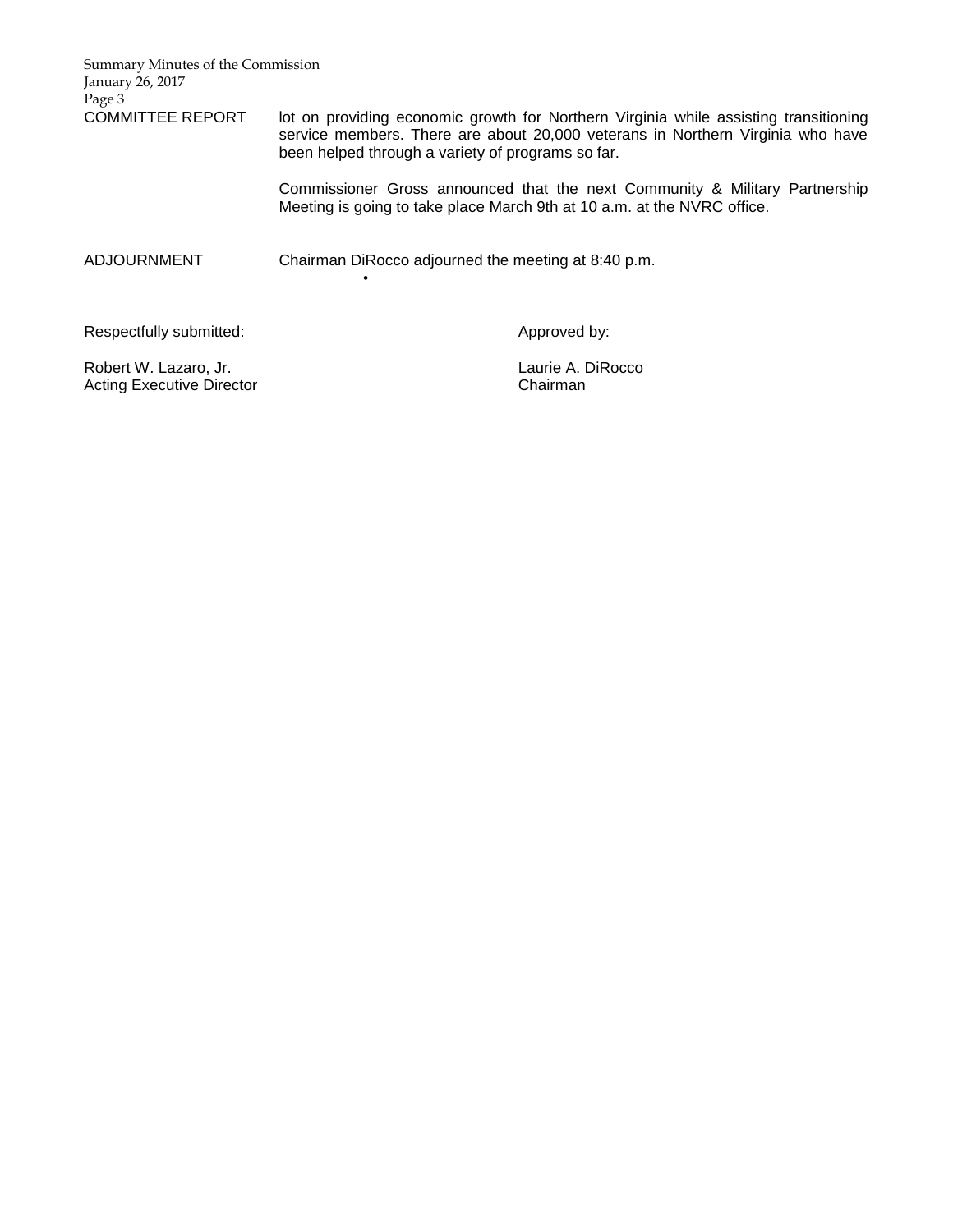COMMITTEE REPORT

lot on providing economic growth for Northern Virginia while assisting transitioning service members. There are about 20,000 veterans in Northern Virginia who have been helped through a variety of programs so far.

Commissioner Gross announced that the next Community & Military Partnership Meeting is going to take place March 9th at 10 a.m. at the NVRC office.

ADJOURNMENT

Chairman DiRocco adjourned the meeting at 8:40 p.m.

| | |
|---|---|
| Respectfully submitted: | Approved by: |
| Robert W. Lazaro, Jr.<br>Acting Executive Director | Laurie A. DiRocco<br>Chairman |